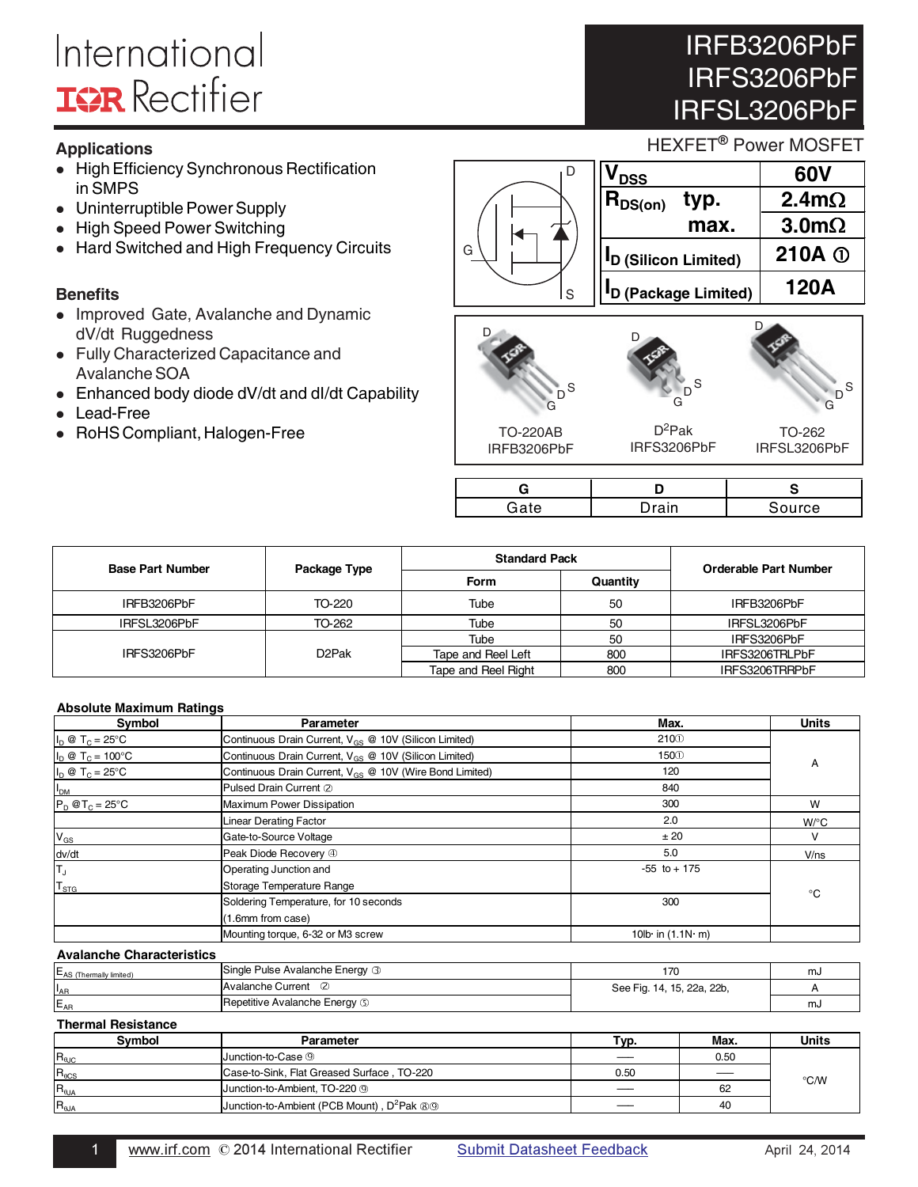International IOR Rectifier

# IRFB3206PbF
# IRFS3206PbF
# IRFSL3206PbF

HEXFET® Power MOSFET

## Applications

- High Efficiency Synchronous Rectification in SMPS
- Uninterruptible Power Supply
- High Speed Power Switching
- Hard Switched and High Frequency Circuits

## Benefits

- Improved Gate, Avalanche and Dynamic dV/dt Ruggedness
- Fully Characterized Capacitance and Avalanche SOA
- Enhanced body diode dV/dt and dI/dt Capability
- Lead-Free
- RoHS Compliant, Halogen-Free

| | | |
|---|---|---|
| $V_{DSS}$ | | 60V |
| $R_{DS(on)}$ | typ. | 2.4mΩ |
| | max. | 3.0mΩ |
| $I_D$ (Silicon Limited) | | 210A ① |
| $I_D$ (Package Limited) | | 120A |

| TO-220AB | D²Pak | TO-262 |
|---|---|---|
| IRFB3206PbF | IRFS3206PbF | IRFSL3206PbF |

| G | D | S |
|---|---|---|
| Gate | Drain | Source |

| Base Part Number | Package Type | Standard Pack | | Orderable Part Number |
|---|---|---|---|---|
| | | Form | Quantity | |
| IRFB3206PbF | TO-220 | Tube | 50 | IRFB3206PbF |
| IRFSL3206PbF | TO-262 | Tube | 50 | IRFSL3206PbF |
| IRFS3206PbF | D2Pak | Tube | 50 | IRFS3206PbF |
| | | Tape and Reel Left | 800 | IRFS3206TRLPbF |
| | | Tape and Reel Right | 800 | IRFS3206TRRPbF |

### Absolute Maximum Ratings

| Symbol | Parameter | Max. | Units |
|---|---|---|---|
| $I_D$ @ $T_C$ = 25°C | Continuous Drain Current, $V_{GS}$ @ 10V (Silicon Limited) | 210① | A |
| $I_D$ @ $T_C$ = 100°C | Continuous Drain Current, $V_{GS}$ @ 10V (Silicon Limited) | 150① | A |
| $I_D$ @ $T_C$ = 25°C | Continuous Drain Current, $V_{GS}$ @ 10V (Wire Bond Limited) | 120 | A |
| $I_{DM}$ | Pulsed Drain Current ② | 840 | A |
| $P_D$ @$T_C$ = 25°C | Maximum Power Dissipation | 300 | W |
| | Linear Derating Factor | 2.0 | W/°C |
| $V_{GS}$ | Gate-to-Source Voltage | ± 20 | V |
| dv/dt | Peak Diode Recovery ④ | 5.0 | V/ns |
| $T_J$<br>$T_{STG}$ | Operating Junction and<br>Storage Temperature Range | -55 to + 175 | °C |
| | Soldering Temperature, for 10 seconds<br>(1.6mm from case) | 300 | °C |
| | Mounting torque, 6-32 or M3 screw | 10lb· in (1.1N· m) | |

### Avalanche Characteristics

| Symbol | Parameter | Max. | Units |
|---|---|---|---|
| $E_{AS\ (Thermally\ limited)}$ | Single Pulse Avalanche Energy ③ | 170 | mJ |
| $I_{AR}$ | Avalanche Current ② | See Fig. 14, 15, 22a, 22b, | A |
| $E_{AR}$ | Repetitive Avalanche Energy ⑤ | | mJ |

### Thermal Resistance

| Symbol | Parameter | Typ. | Max. | Units |
|---|---|---|---|---|
| $R_{\theta JC}$ | Junction-to-Case ⑨ | — | 0.50 | °C/W |
| $R_{\theta CS}$ | Case-to-Sink, Flat Greased Surface , TO-220 | 0.50 | — | °C/W |
| $R_{\theta JA}$ | Junction-to-Ambient, TO-220 ⑨ | — | 62 | °C/W |
| $R_{\theta JA}$ | Junction-to-Ambient (PCB Mount) , D²Pak ⑧⑨ | — | 40 | °C/W |

www.irf.com © 2014 International Rectifier Submit Datasheet Feedback April 24, 2014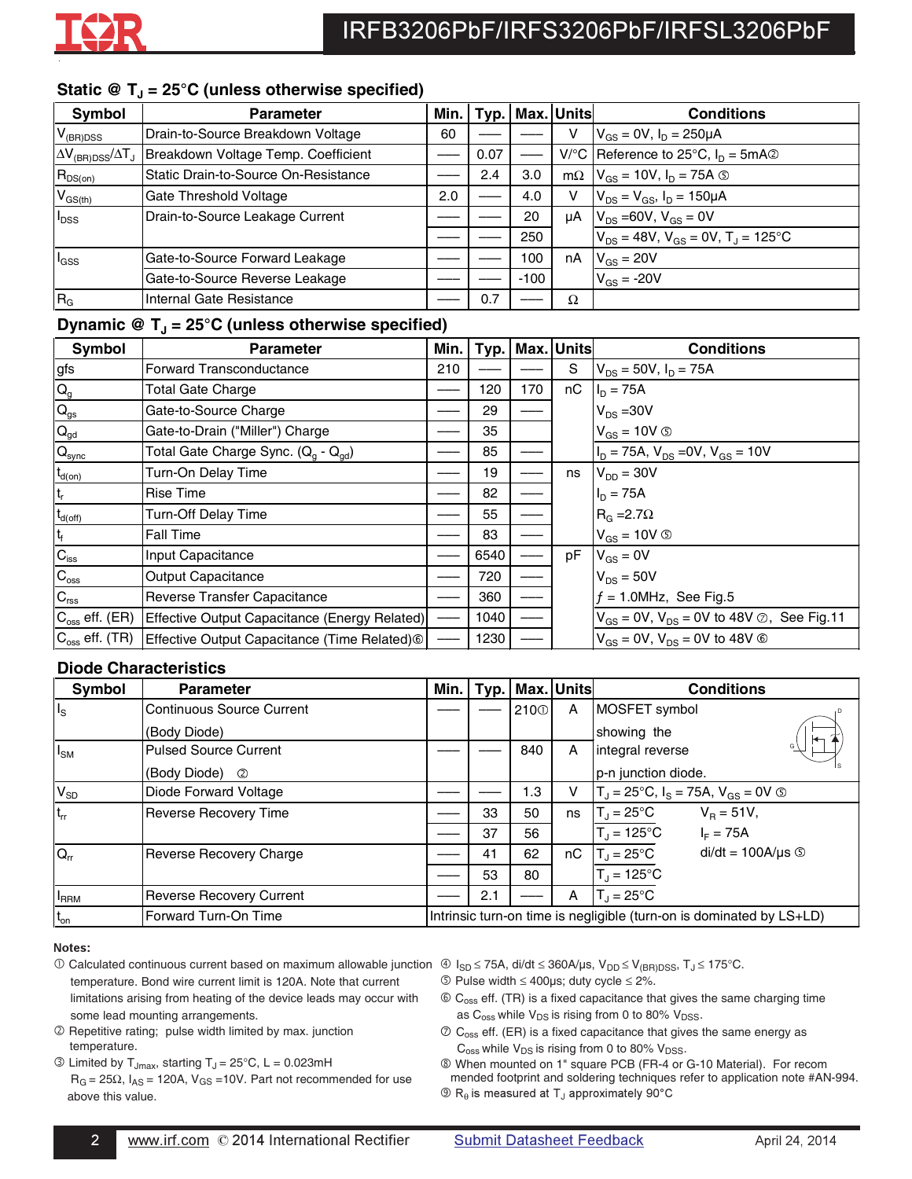## Static @ $T_J$ = 25°C (unless otherwise specified)

| Symbol | Parameter | Min. | Typ. | Max. | Units | Conditions |
|---|---|---|---|---|---|---|
| $V_{(BR)DSS}$ | Drain-to-Source Breakdown Voltage | 60 | —— | —— | V | $V_{GS}$ = 0V, $I_D$ = 250μA |
| $\Delta V_{(BR)DSS}/\Delta T_J$ | Breakdown Voltage Temp. Coefficient | —— | 0.07 | —— | V/°C | Reference to 25°C, $I_D$ = 5mA② |
| $R_{DS(on)}$ | Static Drain-to-Source On-Resistance | —— | 2.4 | 3.0 | mΩ | $V_{GS}$ = 10V, $I_D$ = 75A ⑤ |
| $V_{GS(th)}$ | Gate Threshold Voltage | 2.0 | —— | 4.0 | V | $V_{DS}$ = $V_{GS}$, $I_D$ = 150μA |
| $I_{DSS}$ | Drain-to-Source Leakage Current | —— | —— | 20 | μA | $V_{DS}$ =60V, $V_{GS}$ = 0V |
| | | —— | —— | 250 | | $V_{DS}$ = 48V, $V_{GS}$ = 0V, $T_J$ = 125°C |
| $I_{GSS}$ | Gate-to-Source Forward Leakage | —— | —— | 100 | nA | $V_{GS}$ = 20V |
| | Gate-to-Source Reverse Leakage | —— | —— | -100 | | $V_{GS}$ = -20V |
| $R_G$ | Internal Gate Resistance | —— | 0.7 | —— | Ω | |

## Dynamic @ $T_J$ = 25°C (unless otherwise specified)

| Symbol | Parameter | Min. | Typ. | Max. | Units | Conditions |
|---|---|---|---|---|---|---|
| gfs | Forward Transconductance | 210 | —— | —— | S | $V_{DS}$ = 50V, $I_D$ = 75A |
| $Q_g$ | Total Gate Charge | —— | 120 | 170 | nC | $I_D$ = 75A |
| $Q_{gs}$ | Gate-to-Source Charge | —— | 29 | —— | | $V_{DS}$ =30V |
| $Q_{gd}$ | Gate-to-Drain ("Miller") Charge | —— | 35 | | | $V_{GS}$ = 10V ⑤ |
| $Q_{sync}$ | Total Gate Charge Sync. ($Q_g$ - $Q_{gd}$) | —— | 85 | —— | | $I_D$ = 75A, $V_{DS}$ =0V, $V_{GS}$ = 10V |
| $t_{d(on)}$ | Turn-On Delay Time | —— | 19 | —— | ns | $V_{DD}$ = 30V |
| $t_r$ | Rise Time | —— | 82 | —— | | $I_D$ = 75A |
| $t_{d(off)}$ | Turn-Off Delay Time | —— | 55 | —— | | $R_G$ =2.7Ω |
| $t_f$ | Fall Time | —— | 83 | —— | | $V_{GS}$ = 10V ⑤ |
| $C_{iss}$ | Input Capacitance | —— | 6540 | —— | pF | $V_{GS}$ = 0V |
| $C_{oss}$ | Output Capacitance | —— | 720 | —— | | $V_{DS}$ = 50V |
| $C_{rss}$ | Reverse Transfer Capacitance | —— | 360 | —— | | $f$ = 1.0MHz, See Fig.5 |
| $C_{oss}$ eff. (ER) | Effective Output Capacitance (Energy Related) | —— | 1040 | —— | | $V_{GS}$ = 0V, $V_{DS}$ = 0V to 48V ⑦, See Fig.11 |
| $C_{oss}$ eff. (TR) | Effective Output Capacitance (Time Related)⑥ | —— | 1230 | —— | | $V_{GS}$ = 0V, $V_{DS}$ = 0V to 48V ⑥ |

## Diode Characteristics

| Symbol | Parameter | Min. | Typ. | Max. | Units | Conditions |
|---|---|---|---|---|---|---|
| $I_S$ | Continuous Source Current (Body Diode) | —— | —— | 210① | A | MOSFET symbol showing the integral reverse p-n junction diode. |
| $I_{SM}$ | Pulsed Source Current (Body Diode) ② | —— | —— | 840 | A | |
| $V_{SD}$ | Diode Forward Voltage | —— | —— | 1.3 | V | $T_J$ = 25°C, $I_S$ = 75A, $V_{GS}$ = 0V ⑤ |
| $t_{rr}$ | Reverse Recovery Time | —— | 33 | 50 | ns | $T_J$ = 25°C &nbsp; $V_R$ = 51V, |
| | | —— | 37 | 56 | | $T_J$ = 125°C &nbsp; $I_F$ = 75A |
| $Q_{rr}$ | Reverse Recovery Charge | —— | 41 | 62 | nC | $T_J$ = 25°C &nbsp; di/dt = 100A/μs ⑤ |
| | | —— | 53 | 80 | | $T_J$ = 125°C |
| $I_{RRM}$ | Reverse Recovery Current | —— | 2.1 | —— | A | $T_J$ = 25°C |
| $t_{on}$ | Forward Turn-On Time | Intrinsic turn-on time is negligible (turn-on is dominated by LS+LD) | | | | |

**Notes:**

① Calculated continuous current based on maximum allowable junction temperature. Bond wire current limit is 120A. Note that current limitations arising from heating of the device leads may occur with some lead mounting arrangements.

② Repetitive rating; pulse width limited by max. junction temperature.

③ Limited by $T_{Jmax}$, starting $T_J$ = 25°C, L = 0.023mH $R_G$ = 25Ω, $I_{AS}$ = 120A, $V_{GS}$ =10V. Part not recommended for use above this value.

④ $I_{SD} \leq$ 75A, di/dt ≤ 360A/μs, $V_{DD} \leq V_{(BR)DSS}$, $T_J \leq$ 175°C.

⑤ Pulse width ≤ 400μs; duty cycle ≤ 2%.

⑥ $C_{oss}$ eff. (TR) is a fixed capacitance that gives the same charging time as $C_{oss}$ while $V_{DS}$ is rising from 0 to 80% $V_{DSS}$.

⑦ $C_{oss}$ eff. (ER) is a fixed capacitance that gives the same energy as $C_{oss}$ while $V_{DS}$ is rising from 0 to 80% $V_{DSS}$.

⑧ When mounted on 1" square PCB (FR-4 or G-10 Material). For recom mended footprint and soldering techniques refer to application note #AN-994.

⑨ $R_\theta$ is measured at $T_J$ approximately 90°C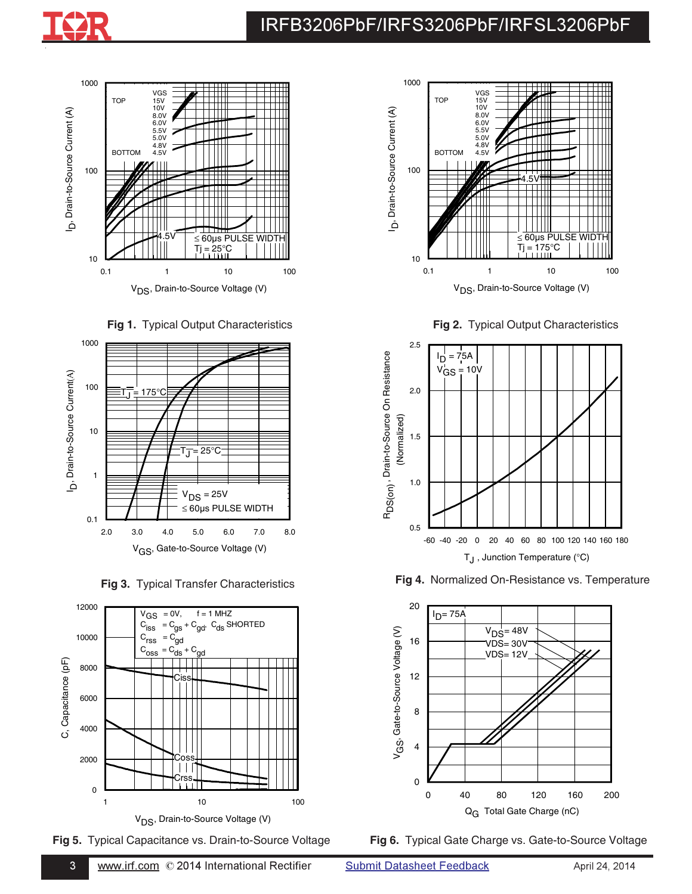**Fig 1.** Typical Output Characteristics

**Fig 2.** Typical Output Characteristics

**Fig 3.** Typical Transfer Characteristics

**Fig 4.** Normalized On-Resistance vs. Temperature

**Fig 5.** Typical Capacitance vs. Drain-to-Source Voltage

**Fig 6.** Typical Gate Charge vs. Gate-to-Source Voltage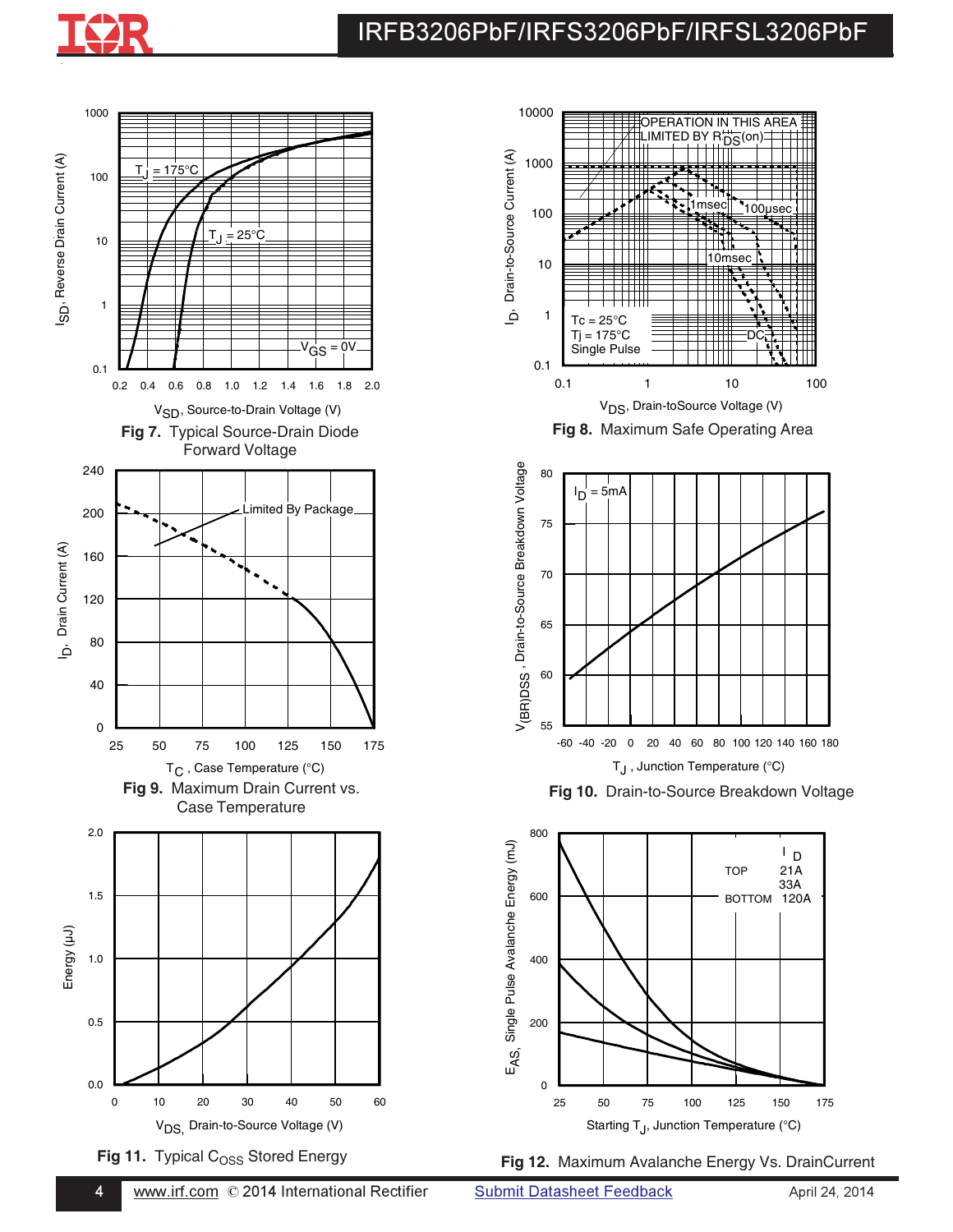$T_J$ = 175°C

$T_J$ = 25°C

$V_{GS}$ = 0V

$I_{SD}$, Reverse Drain Current (A)

$V_{SD}$, Source-to-Drain Voltage (V)

**Fig 7.** Typical Source-Drain Diode Forward Voltage

OPERATION IN THIS AREA LIMITED BY $R_{DS}$(on)

1msec

100µsec

10msec

DC

Tc = 25°C
Tj = 175°C
Single Pulse

$I_D$, Drain-to-Source Current (A)

$V_{DS}$, Drain-toSource Voltage (V)

**Fig 8.** Maximum Safe Operating Area

Limited By Package

$I_D$, Drain Current (A)

$T_C$ , Case Temperature (°C)

**Fig 9.** Maximum Drain Current vs. Case Temperature

$I_D$ = 5mA

$V_{(BR)DSS}$ , Drain-to-Source Breakdown Voltage

$T_J$ , Junction Temperature (°C)

**Fig 10.** Drain-to-Source Breakdown Voltage

Energy (µJ)

$V_{DS}$, Drain-to-Source Voltage (V)

**Fig 11.** Typical $C_{OSS}$ Stored Energy

| | $I_D$ |
|---|---|
| TOP | 21A |
| | 33A |
| BOTTOM | 120A |

$E_{AS}$, Single Pulse Avalanche Energy (mJ)

Starting $T_J$, Junction Temperature (°C)

**Fig 12.** Maximum Avalanche Energy Vs. DrainCurrent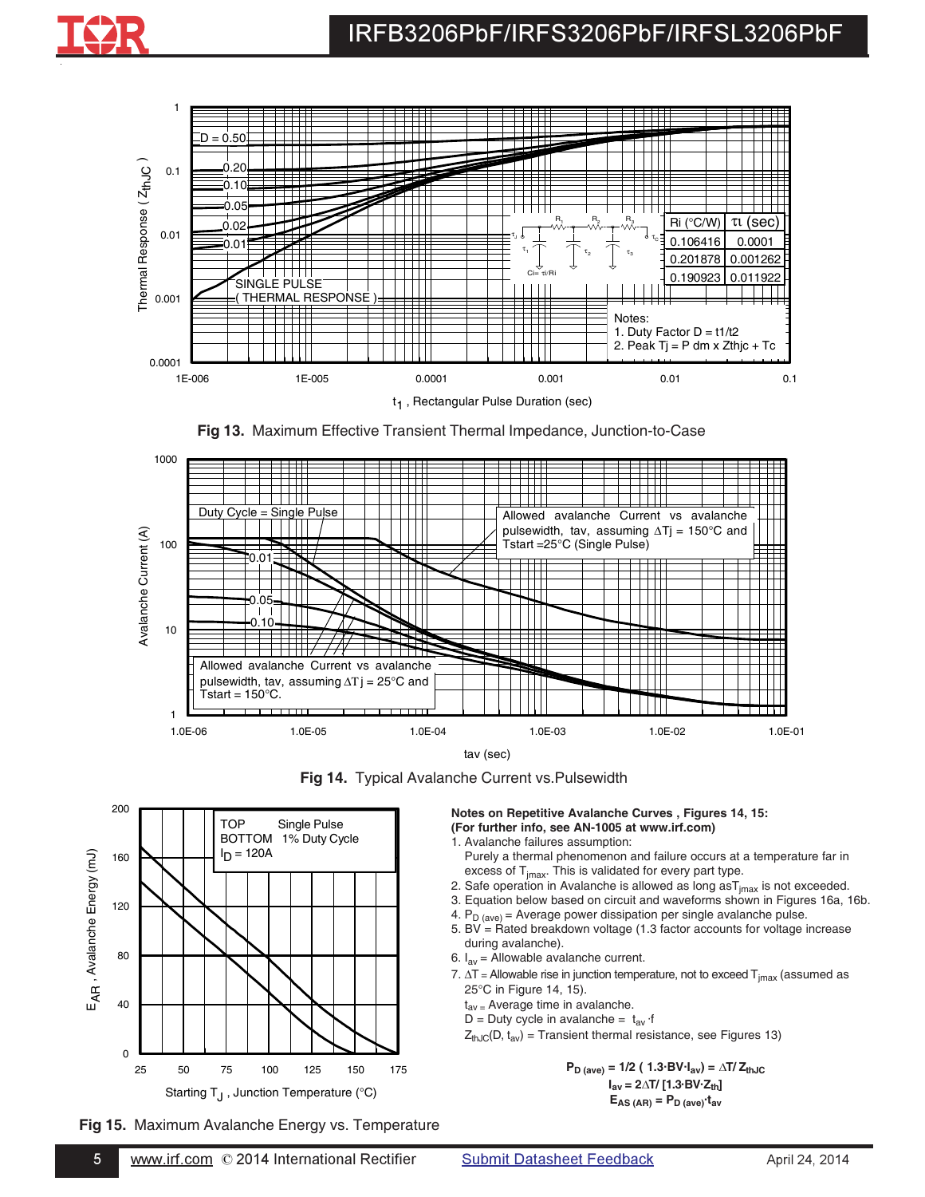Fig 13. Maximum Effective Transient Thermal Impedance, Junction-to-Case

| Ri (°C/W) | τi (sec) |
| --- | --- |
| 0.106416 | 0.0001 |
| 0.201878 | 0.001262 |
| 0.190923 | 0.011922 |

Notes:
1. Duty Factor D = t1/t2
2. Peak Tj = P dm x Zthjc + Tc

Fig 14. Typical Avalanche Current vs.Pulsewidth

Fig 15. Maximum Avalanche Energy vs. Temperature

**Notes on Repetitive Avalanche Curves , Figures 14, 15:**
**(For further info, see AN-1005 at www.irf.com)**

1. Avalanche failures assumption:
   Purely a thermal phenomenon and failure occurs at a temperature far in excess of $T_{jmax}$. This is validated for every part type.
2. Safe operation in Avalanche is allowed as long as $T_{jmax}$ is not exceeded.
3. Equation below based on circuit and waveforms shown in Figures 16a, 16b.
4. $P_{D\,(ave)}$ = Average power dissipation per single avalanche pulse.
5. BV = Rated breakdown voltage (1.3 factor accounts for voltage increase during avalanche).
6. $I_{av}$ = Allowable avalanche current.
7. $\Delta T$ = Allowable rise in junction temperature, not to exceed $T_{jmax}$ (assumed as 25°C in Figure 14, 15).
   $t_{av}$ = Average time in avalanche.
   D = Duty cycle in avalanche = $t_{av} \cdot f$
   $Z_{thJC}(D, t_{av})$ = Transient thermal resistance, see Figures 13)

$$P_{D\,(ave)} = 1/2\ (1.3 \cdot BV \cdot I_{av}) = \Delta T / Z_{thJC}$$

$$I_{av} = 2\Delta T / [1.3 \cdot BV \cdot Z_{th}]$$

$$E_{AS\,(AR)} = P_{D\,(ave)} \cdot t_{av}$$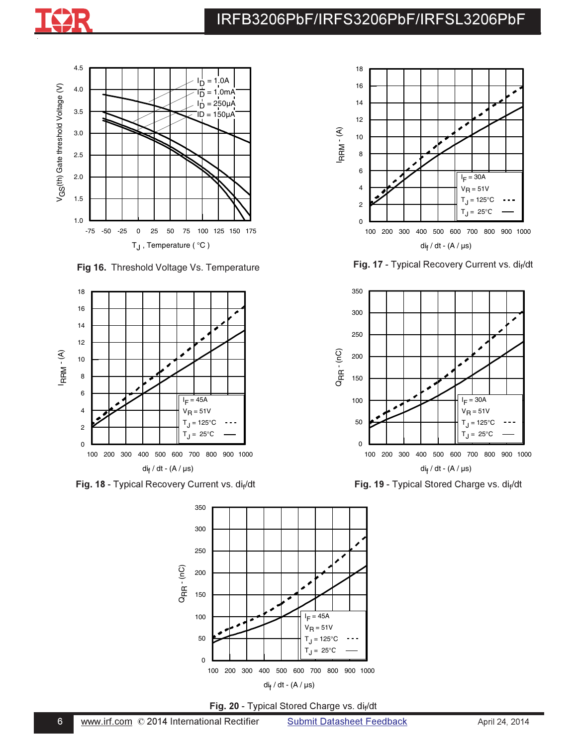Fig 16. Threshold Voltage Vs. Temperature

Fig. 17 - Typical Recovery Current vs. $di_f/dt$

Fig. 18 - Typical Recovery Current vs. $di_f/dt$

Fig. 19 - Typical Stored Charge vs. $di_f/dt$

Fig. 20 - Typical Stored Charge vs. $di_f/dt$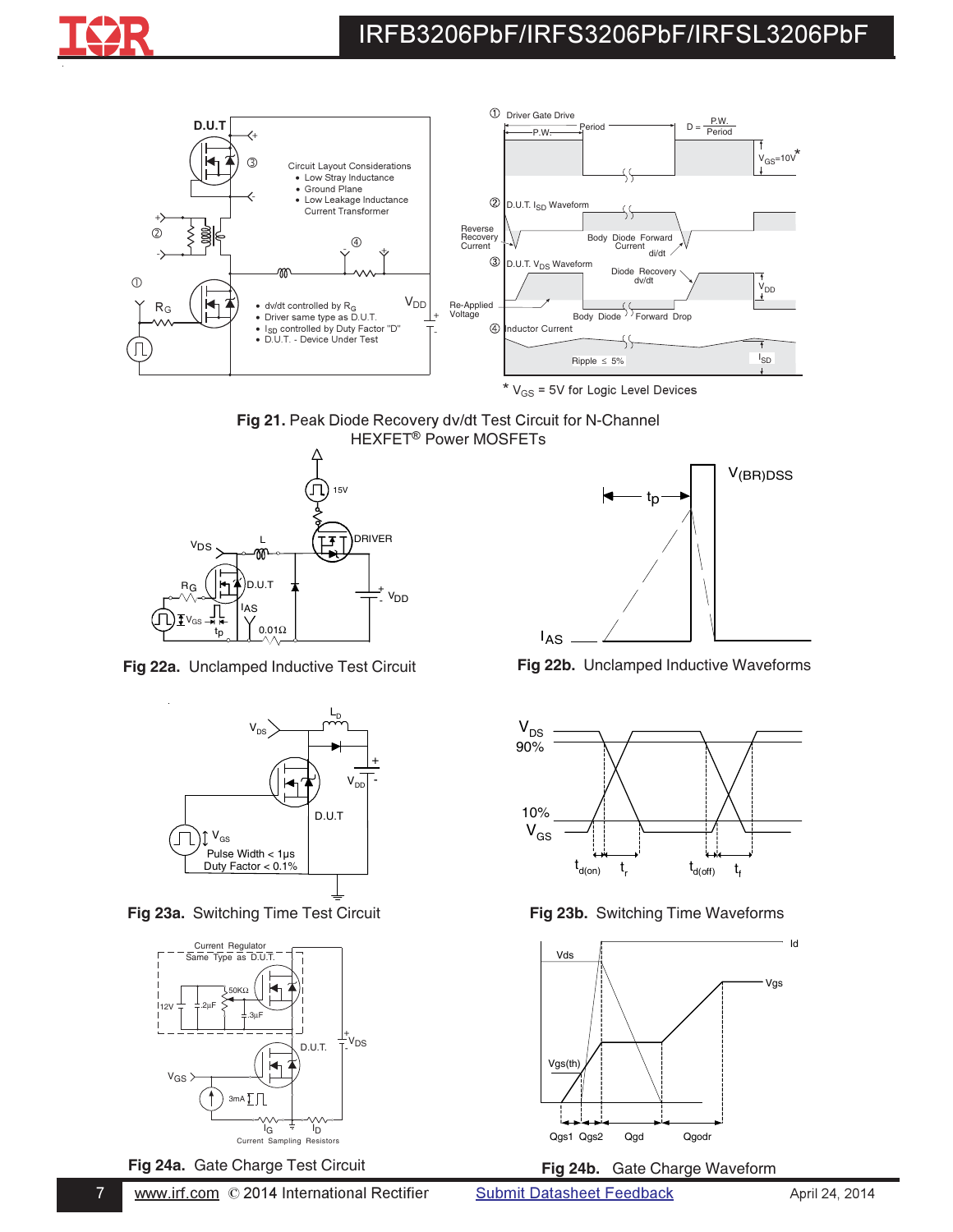Circuit Layout Considerations
- Low Stray Inductance
- Ground Plane
- Low Leakage Inductance Current Transformer

- dv/dt controlled by $R_G$
- Driver same type as D.U.T.
- $I_{SD}$ controlled by Duty Factor "D"
- D.U.T. - Device Under Test

① Driver Gate Drive — P.W., Period, D = P.W./Period, $V_{GS}$=10V*

② D.U.T. $I_{SD}$ Waveform — Reverse Recovery Current, Body Diode Forward Current, di/dt

③ D.U.T. $V_{DS}$ Waveform — Diode Recovery dv/dt, $V_{DD}$, Re-Applied Voltage, Body Diode Forward Drop

④ Inductor Current — Ripple ≤ 5%, $I_{SD}$

* $V_{GS}$ = 5V for Logic Level Devices

**Fig 21.** Peak Diode Recovery dv/dt Test Circuit for N-Channel HEXFET® Power MOSFETs

**Fig 22a.** Unclamped Inductive Test Circuit

**Fig 22b.** Unclamped Inductive Waveforms

**Fig 23a.** Switching Time Test Circuit

Pulse Width < 1µs
Duty Factor < 0.1%

**Fig 23b.** Switching Time Waveforms

**Fig 24a.** Gate Charge Test Circuit

**Fig 24b.** Gate Charge Waveform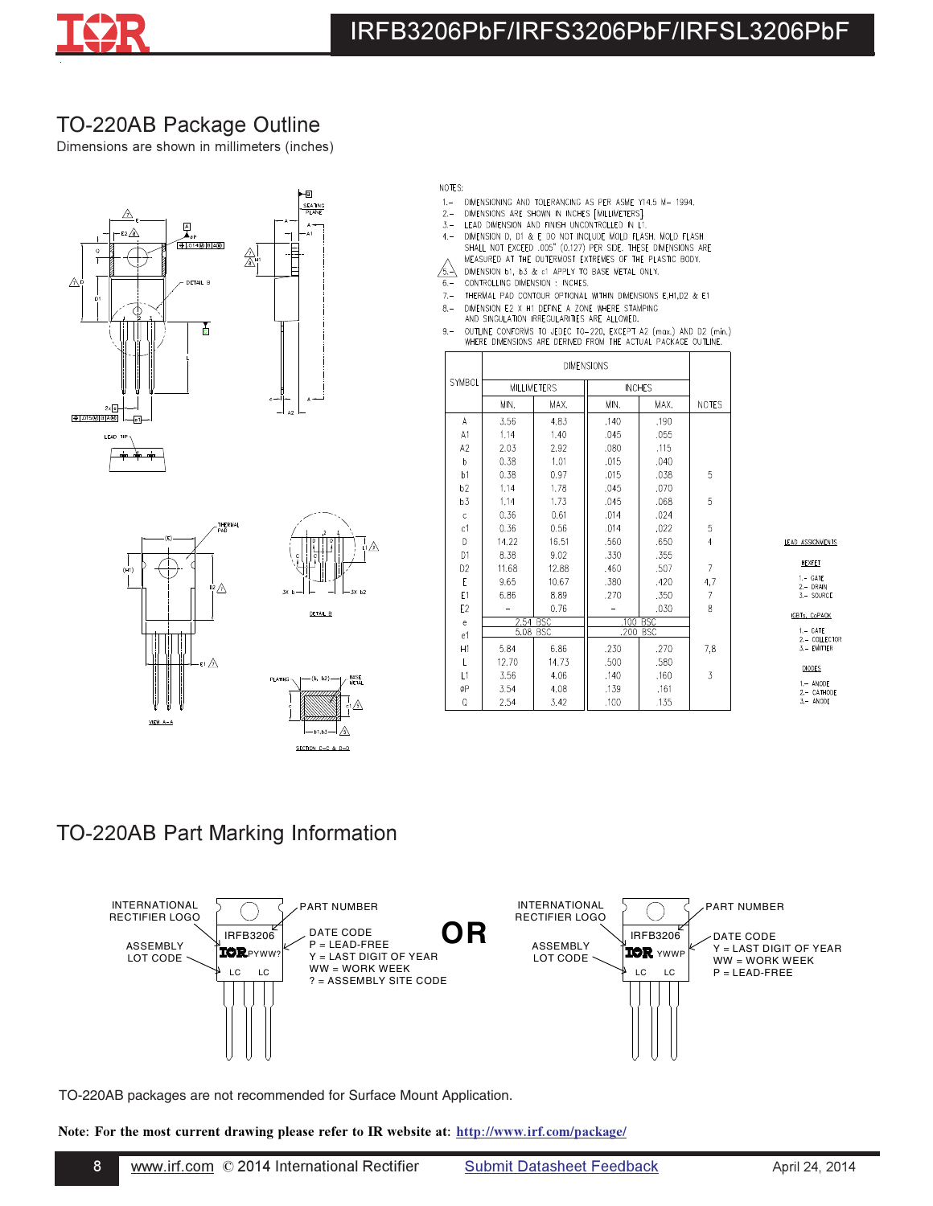## TO-220AB Package Outline

Dimensions are shown in millimeters (inches)

NOTES:

1.– DIMENSIONING AND TOLERANCING AS PER ASME Y14.5 M– 1994.
2.– DIMENSIONS ARE SHOWN IN INCHES [MILLIMETERS]
3.– LEAD DIMENSION AND FINISH UNCONTROLLED IN L1.
4.– DIMENSION D, D1 & E DO NOT INCLUDE MOLD FLASH. MOLD FLASH SHALL NOT EXCEED .005" (0.127) PER SIDE. THESE DIMENSIONS ARE MEASURED AT THE OUTERMOST EXTREMES OF THE PLASTIC BODY.
5.– DIMENSION b1, b3 & c1 APPLY TO BASE METAL ONLY.
6.– CONTROLLING DIMENSION : INCHES.
7.– THERMAL PAD CONTOUR OPTIONAL WITHIN DIMENSIONS E,H1,D2 & E1
8.– DIMENSION E2 X H1 DEFINE A ZONE WHERE STAMPING AND SINGULATION IRREGULARITIES ARE ALLOWED.
9.– OUTLINE CONFORMS TO JEDEC TO-220, EXCEPT A2 (max.) AND D2 (min.) WHERE DIMENSIONS ARE DERIVED FROM THE ACTUAL PACKAGE OUTLINE.

| SYMBOL | DIMENSIONS | | | | NOTES |
|---|---|---|---|---|---|
| | MILLIMETERS | | INCHES | | |
| | MIN. | MAX. | MIN. | MAX. | |
| A | 3.56 | 4.83 | .140 | .190 | |
| A1 | 1.14 | 1.40 | .045 | .055 | |
| A2 | 2.03 | 2.92 | .080 | .115 | |
| b | 0.38 | 1.01 | .015 | .040 | |
| b1 | 0.38 | 0.97 | .015 | .038 | 5 |
| b2 | 1.14 | 1.78 | .045 | .070 | |
| b3 | 1.14 | 1.73 | .045 | .068 | 5 |
| c | 0.36 | 0.61 | .014 | .024 | |
| c1 | 0.36 | 0.56 | .014 | .022 | 5 |
| D | 14.22 | 16.51 | .560 | .650 | 4 |
| D1 | 8.38 | 9.02 | .330 | .355 | |
| D2 | 11.68 | 12.88 | .460 | .507 | 7 |
| E | 9.65 | 10.67 | .380 | .420 | 4,7 |
| E1 | 6.86 | 8.89 | .270 | .350 | 7 |
| E2 | – | 0.76 | – | .030 | 8 |
| e | 2.54 BSC | | .100 BSC | | |
| e1 | 5.08 BSC | | .200 BSC | | |
| H1 | 5.84 | 6.86 | .230 | .270 | 7,8 |
| L | 12.70 | 14.73 | .500 | .580 | |
| L1 | 3.56 | 4.06 | .140 | .160 | 3 |
| ØP | 3.54 | 4.08 | .139 | .161 | |
| Q | 2.54 | 3.42 | .100 | .135 | |

LEAD ASSIGNMENTS

HEXFET
1.– GATE
2.– DRAIN
3.– SOURCE

IGBTs, CoPACK
1.– GATE
2.– COLLECTOR
3.– EMITTER

DIODES
1.– ANODE
2.– CATHODE
3.– ANODE

## TO-220AB Part Marking Information

INTERNATIONAL RECTIFIER LOGO — PART NUMBER — IRFB3206 — ASSEMBLY LOT CODE — DATE CODE: P = LEAD-FREE, Y = LAST DIGIT OF YEAR, WW = WORK WEEK, ? = ASSEMBLY SITE CODE (marking: PYWW?, LC LC)

**OR**

INTERNATIONAL RECTIFIER LOGO — PART NUMBER — IRFB3206 — ASSEMBLY LOT CODE — DATE CODE: Y = LAST DIGIT OF YEAR, WW = WORK WEEK, P = LEAD-FREE (marking: YWWP, LC LC)

TO-220AB packages are not recommended for Surface Mount Application.

**Note: For the most current drawing please refer to IR website at: http://www.irf.com/package/**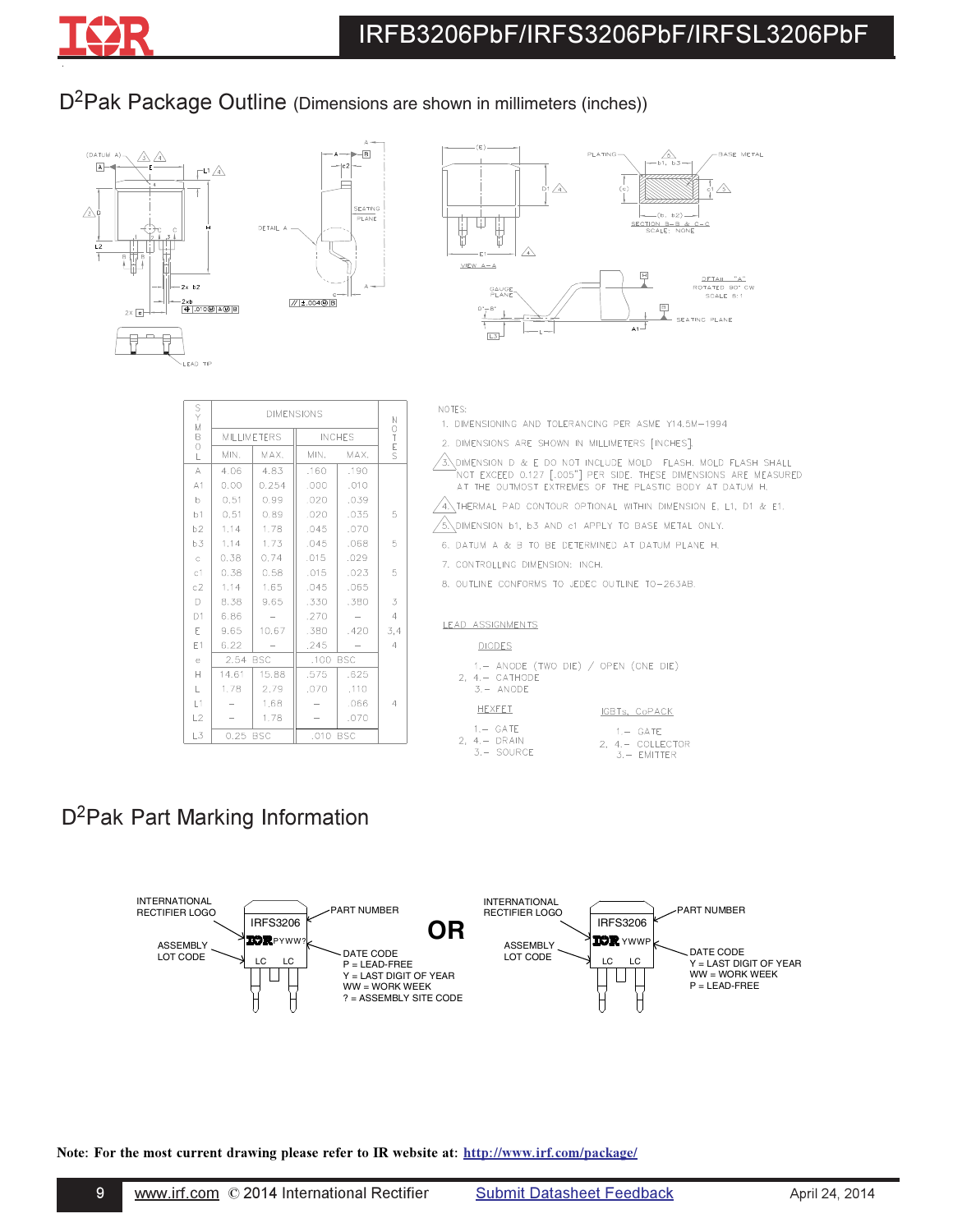## D$^2$Pak Package Outline (Dimensions are shown in millimeters (inches))

| SYMBOL | MILLIMETERS MIN. | MILLIMETERS MAX. | INCHES MIN. | INCHES MAX. | NOTES |
|---|---|---|---|---|---|
| A | 4.06 | 4.83 | .160 | .190 | |
| A1 | 0.00 | 0.254 | .000 | .010 | |
| b | 0.51 | 0.99 | .020 | .039 | |
| b1 | 0.51 | 0.89 | .020 | .035 | 5 |
| b2 | 1.14 | 1.78 | .045 | .070 | |
| b3 | 1.14 | 1.73 | .045 | .068 | 5 |
| c | 0.38 | 0.74 | .015 | .029 | |
| c1 | 0.38 | 0.58 | .015 | .023 | 5 |
| c2 | 1.14 | 1.65 | .045 | .065 | |
| D | 8.38 | 9.65 | .330 | .380 | 3 |
| D1 | 6.86 | – | .270 | – | 4 |
| E | 9.65 | 10.67 | .380 | .420 | 3,4 |
| E1 | 6.22 | – | .245 | – | 4 |
| e | 2.54 BSC | | .100 BSC | | |
| H | 14.61 | 15.88 | .575 | .625 | |
| L | 1.78 | 2.79 | .070 | .110 | |
| L1 | – | 1.68 | – | .066 | 4 |
| L2 | – | 1.78 | – | .070 | |
| L3 | 0.25 BSC | | .010 BSC | | |

NOTES:

1. DIMENSIONING AND TOLERANCING PER ASME Y14.5M–1994
2. DIMENSIONS ARE SHOWN IN MILLIMETERS [INCHES].
3. DIMENSION D & E DO NOT INCLUDE MOLD FLASH. MOLD FLASH SHALL NOT EXCEED 0.127 [.005"] PER SIDE. THESE DIMENSIONS ARE MEASURED AT THE OUTMOST EXTREMES OF THE PLASTIC BODY AT DATUM H.
4. THERMAL PAD CONTOUR OPTIONAL WITHIN DIMENSION E, L1, D1 & E1.
5. DIMENSION b1, b3 AND c1 APPLY TO BASE METAL ONLY.
6. DATUM A & B TO BE DETERMINED AT DATUM PLANE H.
7. CONTROLLING DIMENSION: INCH.
8. OUTLINE CONFORMS TO JEDEC OUTLINE TO–263AB.

LEAD ASSIGNMENTS

DIODES
1.– ANODE (TWO DIE) / OPEN (ONE DIE)
2, 4.– CATHODE
3.– ANODE

HEXFET
1.– GATE
2, 4.– DRAIN
3.– SOURCE

IGBTs, CoPACK
1.– GATE
2, 4.– COLLECTOR
3.– EMITTER

## D$^2$Pak Part Marking Information

INTERNATIONAL RECTIFIER LOGO — IRFS3206 — PART NUMBER
ASSEMBLY LOT CODE — PYWW?
DATE CODE
P = LEAD-FREE
Y = LAST DIGIT OF YEAR
WW = WORK WEEK
? = ASSEMBLY SITE CODE

OR

INTERNATIONAL RECTIFIER LOGO — IRFS3206 — PART NUMBER
ASSEMBLY LOT CODE — YWWP
DATE CODE
Y = LAST DIGIT OF YEAR
WW = WORK WEEK
P = LEAD-FREE

**Note: For the most current drawing please refer to IR website at: http://www.irf.com/package/**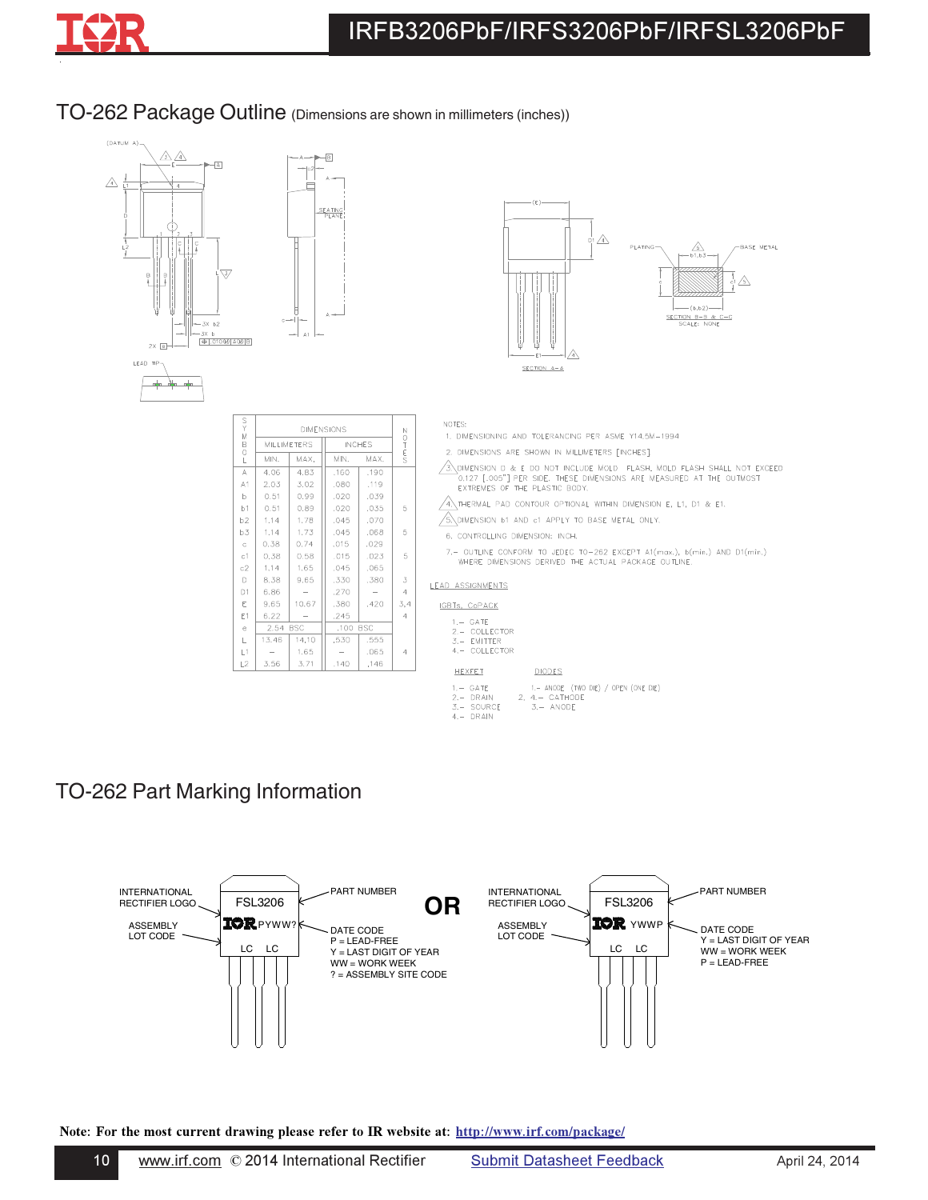## TO-262 Package Outline (Dimensions are shown in millimeters (inches))

| SYMBOL | DIMENSIONS | | | | NOTES |
|---|---|---|---|---|---|
| | MILLIMETERS | | INCHES | | |
| | MIN. | MAX. | MIN. | MAX. | |
| A | 4.06 | 4.83 | .160 | .190 | |
| A1 | 2.03 | 3.02 | .080 | .119 | |
| b | 0.51 | 0.99 | .020 | .039 | |
| b1 | 0.51 | 0.89 | .020 | .035 | 5 |
| b2 | 1.14 | 1.78 | .045 | .070 | |
| b3 | 1.14 | 1.73 | .045 | .068 | 5 |
| c | 0.38 | 0.74 | .015 | .029 | |
| c1 | 0.38 | 0.58 | .015 | .023 | 5 |
| c2 | 1.14 | 1.65 | .045 | .065 | |
| D | 8.38 | 9.65 | .330 | .380 | 3 |
| D1 | 6.86 | – | .270 | – | 4 |
| E | 9.65 | 10.67 | .380 | .420 | 3,4 |
| E1 | 6.22 | – | .245 | | 4 |
| e | 2.54 BSC | | .100 BSC | | |
| L | 13.46 | 14.10 | .530 | .555 | |
| L1 | – | 1.65 | – | .065 | 4 |
| L2 | 3.56 | 3.71 | .140 | .146 | |

NOTES:

1. DIMENSIONING AND TOLERANCING PER ASME Y14.5M–1994
2. DIMENSIONS ARE SHOWN IN MILLIMETERS [INCHES]
3. DIMENSION D & E DO NOT INCLUDE MOLD FLASH. MOLD FLASH SHALL NOT EXCEED 0.127 [.005"] PER SIDE. THESE DIMENSIONS ARE MEASURED AT THE OUTMOST EXTREMES OF THE PLASTIC BODY.
4. THERMAL PAD CONTOUR OPTIONAL WITHIN DIMENSION E, L1, D1 & E1.
5. DIMENSION b1 AND c1 APPLY TO BASE METAL ONLY.
6. CONTROLLING DIMENSION: INCH.
7. OUTLINE CONFORM TO JEDEC TO-262 EXCEPT A1(max.), b(min.) AND D1(min.) WHERE DIMENSIONS DERIVED THE ACTUAL PACKAGE OUTLINE.

LEAD ASSIGNMENTS

IGBTs, CoPACK

1.– GATE
2.– COLLECTOR
3.– EMITTER
4.– COLLECTOR

HEXFET

1.– GATE
2.– DRAIN
3.– SOURCE
4.– DRAIN

DIODES

1.– ANODE (TWO DIE) / OPEN (ONE DIE)
2, 4.– CATHODE
3.– ANODE

## TO-262 Part Marking Information

INTERNATIONAL RECTIFIER LOGO — PART NUMBER (FSL3206) — ASSEMBLY LOT CODE — DATE CODE (PYWW?): P = LEAD-FREE, Y = LAST DIGIT OF YEAR, WW = WORK WEEK, ? = ASSEMBLY SITE CODE

**OR**

INTERNATIONAL RECTIFIER LOGO — PART NUMBER (FSL3206) — ASSEMBLY LOT CODE — DATE CODE (YWWP): Y = LAST DIGIT OF YEAR, WW = WORK WEEK, P = LEAD-FREE

**Note: For the most current drawing please refer to IR website at: http://www.irf.com/package/**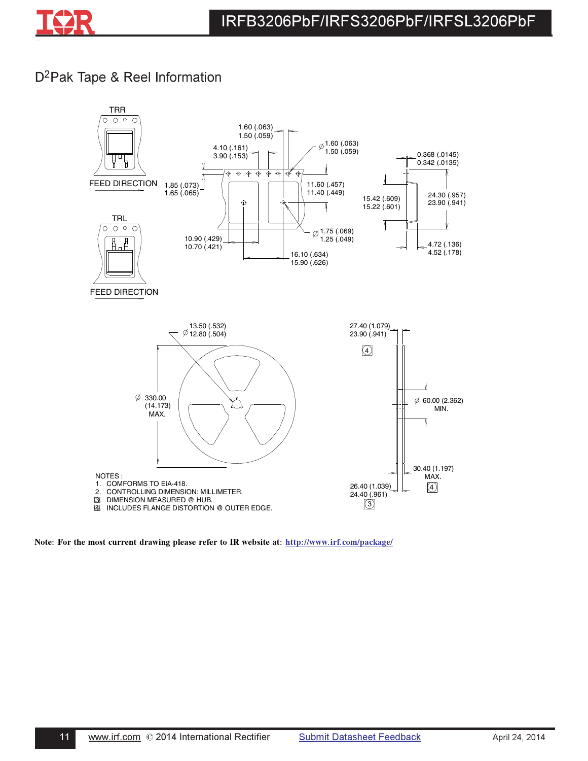## D2Pak Tape & Reel Information

TRR

FEED DIRECTION

TRL

FEED DIRECTION

1.60 (.063)
1.50 (.059)

4.10 (.161)
3.90 (.153)

Ø 1.60 (.063)
1.50 (.059)

0.368 (.0145)
0.342 (.0135)

1.85 (.073)
1.65 (.065)

11.60 (.457)
11.40 (.449)

15.42 (.609)
15.22 (.601)

24.30 (.957)
23.90 (.941)

Ø 1.75 (.069)
1.25 (.049)

10.90 (.429)
10.70 (.421)

16.10 (.634)
15.90 (.626)

4.72 (.136)
4.52 (.178)

13.50 (.532)
Ø 12.80 (.504)

Ø 330.00
(14.173)
MAX.

27.40 (1.079)
23.90 (.941)

4

Ø 60.00 (2.362)
MIN.

30.40 (1.197)
MAX.

4

26.40 (1.039)
24.40 (.961)

3

NOTES :

1. COMFORMS TO EIA-418.
2. CONTROLLING DIMENSION: MILLIMETER.
3. DIMENSION MEASURED @ HUB.
4. INCLUDES FLANGE DISTORTION @ OUTER EDGE.

**Note: For the most current drawing please refer to IR website at: http://www.irf.com/package/**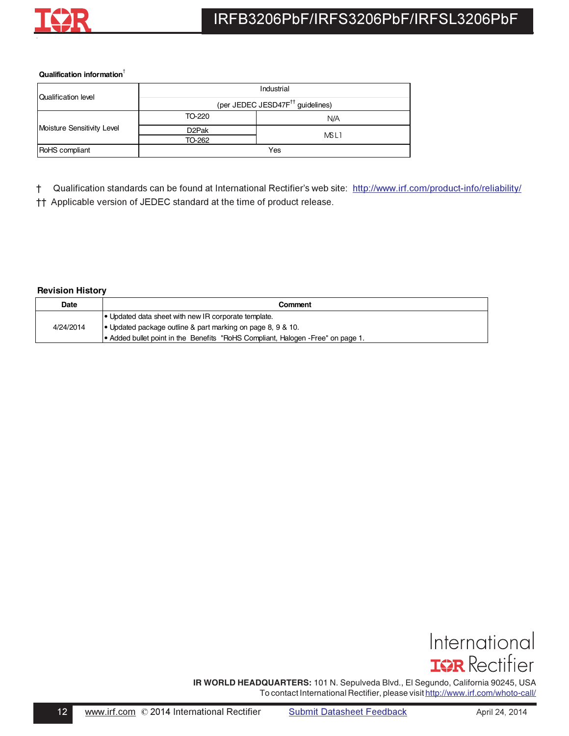**Qualification information**†

| | | |
|---|---|---|
| Qualification level | Industrial (per JEDEC JESD47F†† guidelines) | |
| Moisture Sensitivity Level | TO-220 | N/A |
| | D2Pak | MSL1 |
| | TO-262 | |
| RoHS compliant | Yes | |

† Qualification standards can be found at International Rectifier's web site: http://www.irf.com/product-info/reliability/

†† Applicable version of JEDEC standard at the time of product release.

## Revision History

| Date | Comment |
|---|---|
| 4/24/2014 | • Updated data sheet with new IR corporate template.<br>• Updated package outline & part marking on page 8, 9 & 10.<br>• Added bullet point in the Benefits "RoHS Compliant, Halogen -Free" on page 1. |

International IOR Rectifier

**IR WORLD HEADQUARTERS:** 101 N. Sepulveda Blvd., El Segundo, California 90245, USA
To contact International Rectifier, please visit http://www.irf.com/whoto-call/

www.irf.com © 2014 International Rectifier Submit Datasheet Feedback April 24, 2014